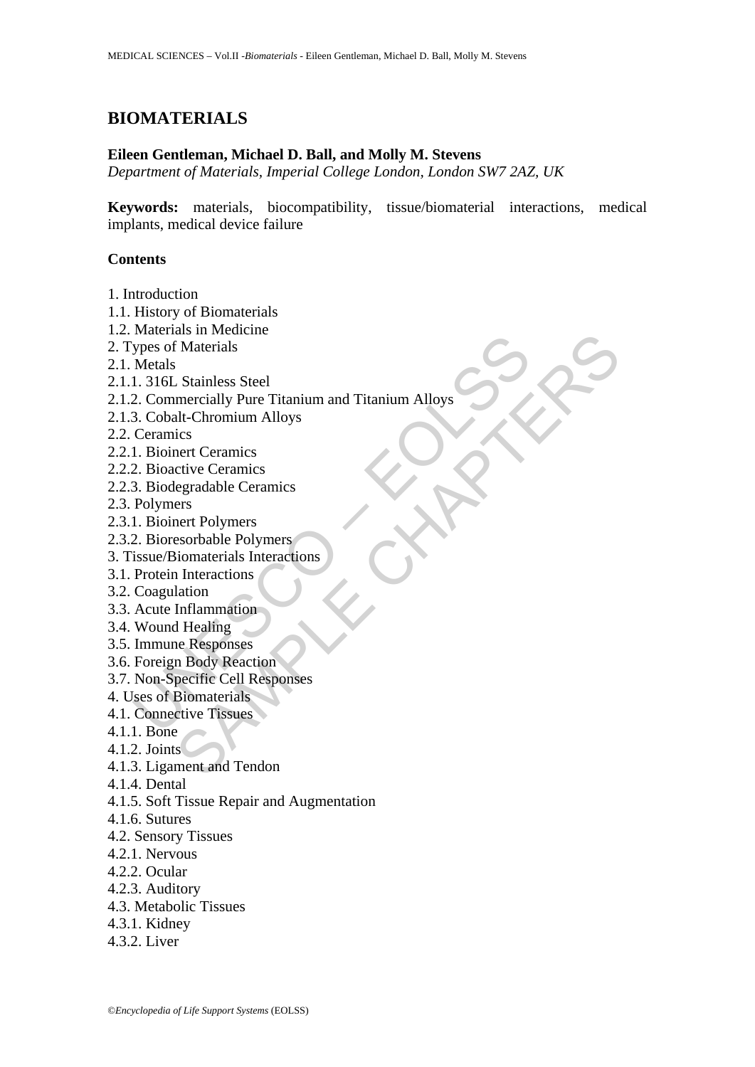# BIOMATERIALS

**Eileen Gentleman, Michael D. Ball, and Molly M. Stevens**
*Department of Materials, Imperial College London, London SW7 2AZ, UK*

**Keywords:** materials, biocompatibility, tissue/biomaterial interactions, medical implants, medical device failure

## Contents

1. Introduction
1.1. History of Biomaterials
1.2. Materials in Medicine
2. Types of Materials
2.1. Metals
2.1.1. 316L Stainless Steel
2.1.2. Commercially Pure Titanium and Titanium Alloys
2.1.3. Cobalt-Chromium Alloys
2.2. Ceramics
2.2.1. Bioinert Ceramics
2.2.2. Bioactive Ceramics
2.2.3. Biodegradable Ceramics
2.3. Polymers
2.3.1. Bioinert Polymers
2.3.2. Bioresorbable Polymers
3. Tissue/Biomaterials Interactions
3.1. Protein Interactions
3.2. Coagulation
3.3. Acute Inflammation
3.4. Wound Healing
3.5. Immune Responses
3.6. Foreign Body Reaction
3.7. Non-Specific Cell Responses
4. Uses of Biomaterials
4.1. Connective Tissues
4.1.1. Bone
4.1.2. Joints
4.1.3. Ligament and Tendon
4.1.4. Dental
4.1.5. Soft Tissue Repair and Augmentation
4.1.6. Sutures
4.2. Sensory Tissues
4.2.1. Nervous
4.2.2. Ocular
4.2.3. Auditory
4.3. Metabolic Tissues
4.3.1. Kidney
4.3.2. Liver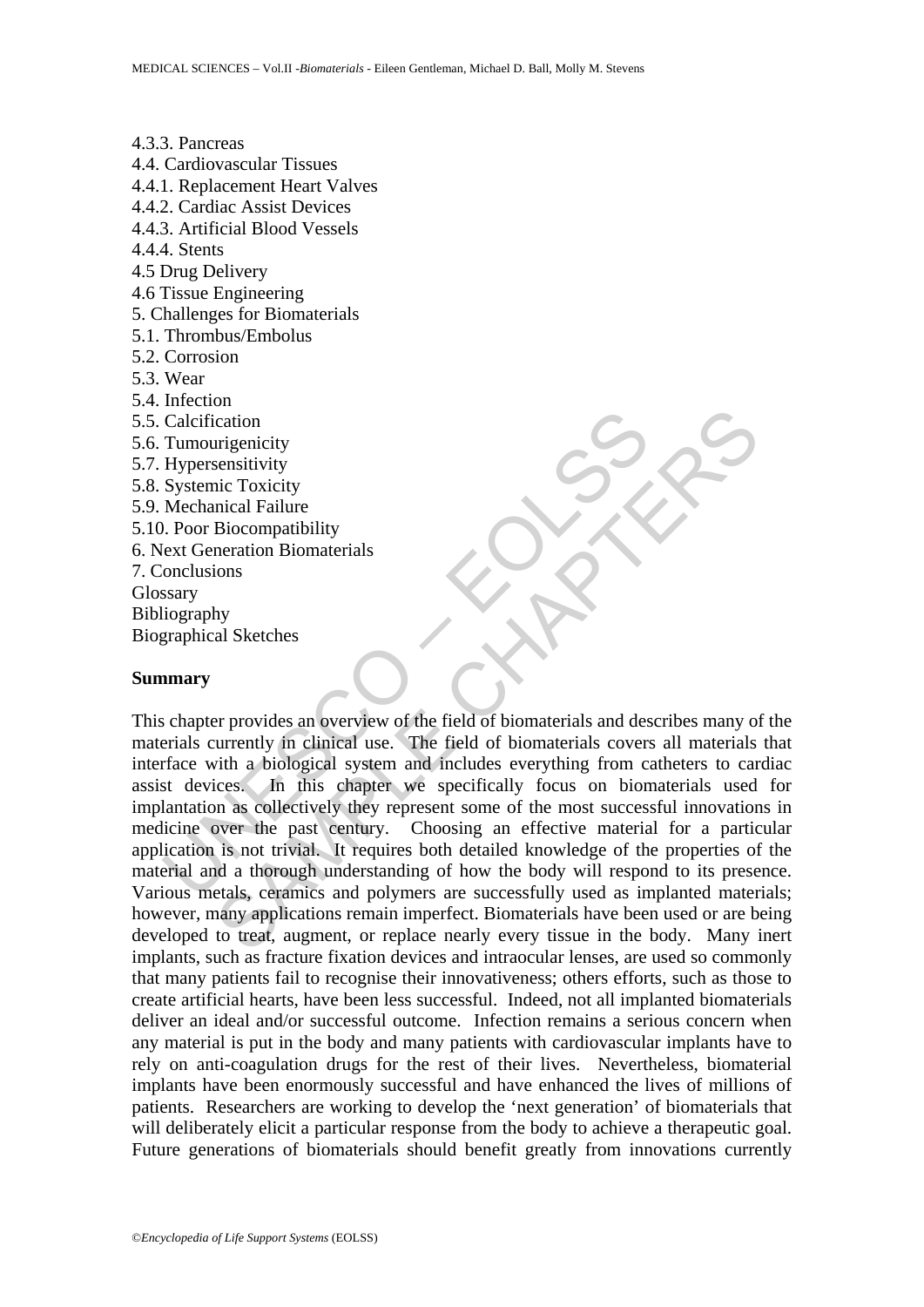4.3.3. Pancreas
4.4. Cardiovascular Tissues
4.4.1. Replacement Heart Valves
4.4.2. Cardiac Assist Devices
4.4.3. Artificial Blood Vessels
4.4.4. Stents
4.5 Drug Delivery
4.6 Tissue Engineering
5. Challenges for Biomaterials
5.1. Thrombus/Embolus
5.2. Corrosion
5.3. Wear
5.4. Infection
5.5. Calcification
5.6. Tumourigenicity
5.7. Hypersensitivity
5.8. Systemic Toxicity
5.9. Mechanical Failure
5.10. Poor Biocompatibility
6. Next Generation Biomaterials
7. Conclusions
Glossary
Bibliography
Biographical Sketches

**Summary**

This chapter provides an overview of the field of biomaterials and describes many of the materials currently in clinical use. The field of biomaterials covers all materials that interface with a biological system and includes everything from catheters to cardiac assist devices. In this chapter we specifically focus on biomaterials used for implantation as collectively they represent some of the most successful innovations in medicine over the past century. Choosing an effective material for a particular application is not trivial. It requires both detailed knowledge of the properties of the material and a thorough understanding of how the body will respond to its presence. Various metals, ceramics and polymers are successfully used as implanted materials; however, many applications remain imperfect. Biomaterials have been used or are being developed to treat, augment, or replace nearly every tissue in the body. Many inert implants, such as fracture fixation devices and intraocular lenses, are used so commonly that many patients fail to recognise their innovativeness; others efforts, such as those to create artificial hearts, have been less successful. Indeed, not all implanted biomaterials deliver an ideal and/or successful outcome. Infection remains a serious concern when any material is put in the body and many patients with cardiovascular implants have to rely on anti-coagulation drugs for the rest of their lives. Nevertheless, biomaterial implants have been enormously successful and have enhanced the lives of millions of patients. Researchers are working to develop the 'next generation' of biomaterials that will deliberately elicit a particular response from the body to achieve a therapeutic goal. Future generations of biomaterials should benefit greatly from innovations currently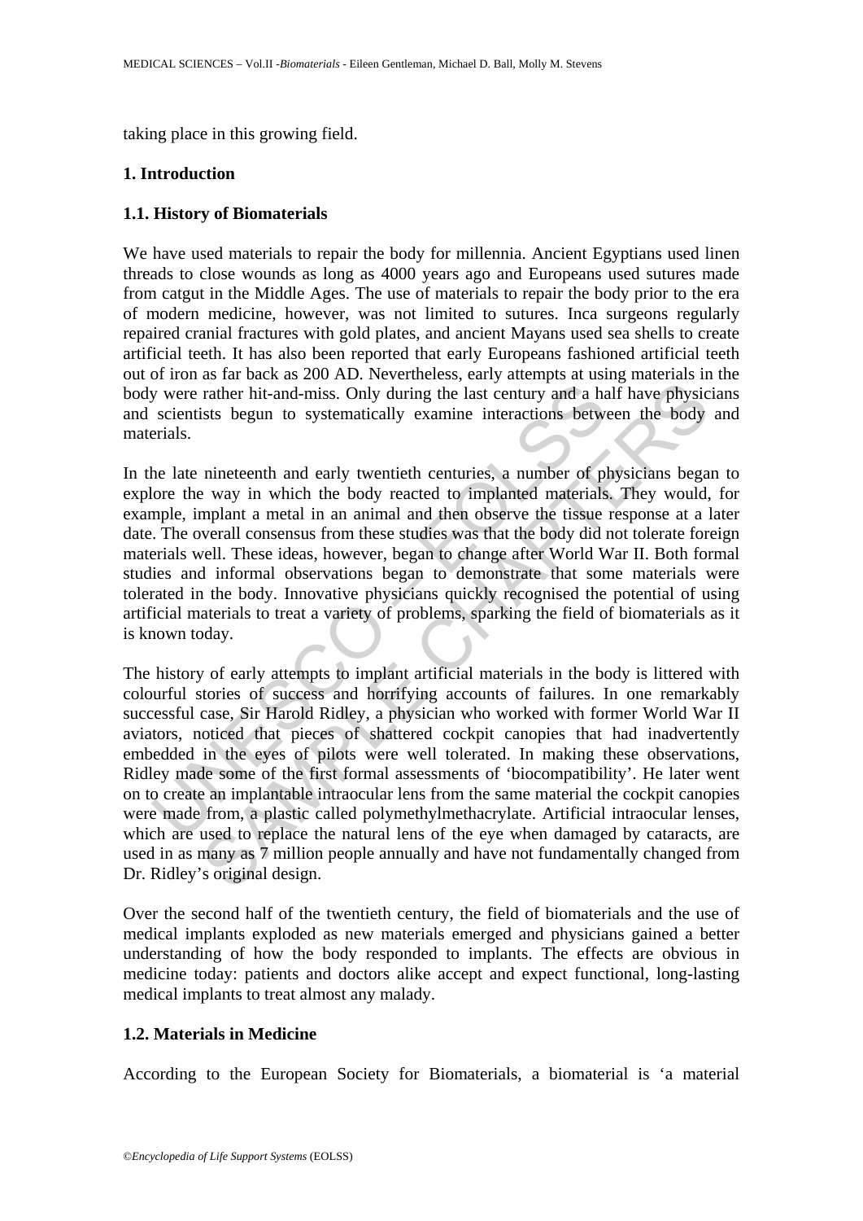taking place in this growing field.

## 1. Introduction

### 1.1. History of Biomaterials

We have used materials to repair the body for millennia. Ancient Egyptians used linen threads to close wounds as long as 4000 years ago and Europeans used sutures made from catgut in the Middle Ages. The use of materials to repair the body prior to the era of modern medicine, however, was not limited to sutures. Inca surgeons regularly repaired cranial fractures with gold plates, and ancient Mayans used sea shells to create artificial teeth. It has also been reported that early Europeans fashioned artificial teeth out of iron as far back as 200 AD. Nevertheless, early attempts at using materials in the body were rather hit-and-miss. Only during the last century and a half have physicians and scientists begun to systematically examine interactions between the body and materials.

In the late nineteenth and early twentieth centuries, a number of physicians began to explore the way in which the body reacted to implanted materials. They would, for example, implant a metal in an animal and then observe the tissue response at a later date. The overall consensus from these studies was that the body did not tolerate foreign materials well. These ideas, however, began to change after World War II. Both formal studies and informal observations began to demonstrate that some materials were tolerated in the body. Innovative physicians quickly recognised the potential of using artificial materials to treat a variety of problems, sparking the field of biomaterials as it is known today.

The history of early attempts to implant artificial materials in the body is littered with colourful stories of success and horrifying accounts of failures. In one remarkably successful case, Sir Harold Ridley, a physician who worked with former World War II aviators, noticed that pieces of shattered cockpit canopies that had inadvertently embedded in the eyes of pilots were well tolerated. In making these observations, Ridley made some of the first formal assessments of 'biocompatibility'. He later went on to create an implantable intraocular lens from the same material the cockpit canopies were made from, a plastic called polymethylmethacrylate. Artificial intraocular lenses, which are used to replace the natural lens of the eye when damaged by cataracts, are used in as many as 7 million people annually and have not fundamentally changed from Dr. Ridley's original design.

Over the second half of the twentieth century, the field of biomaterials and the use of medical implants exploded as new materials emerged and physicians gained a better understanding of how the body responded to implants. The effects are obvious in medicine today: patients and doctors alike accept and expect functional, long-lasting medical implants to treat almost any malady.

### 1.2. Materials in Medicine

According to the European Society for Biomaterials, a biomaterial is 'a material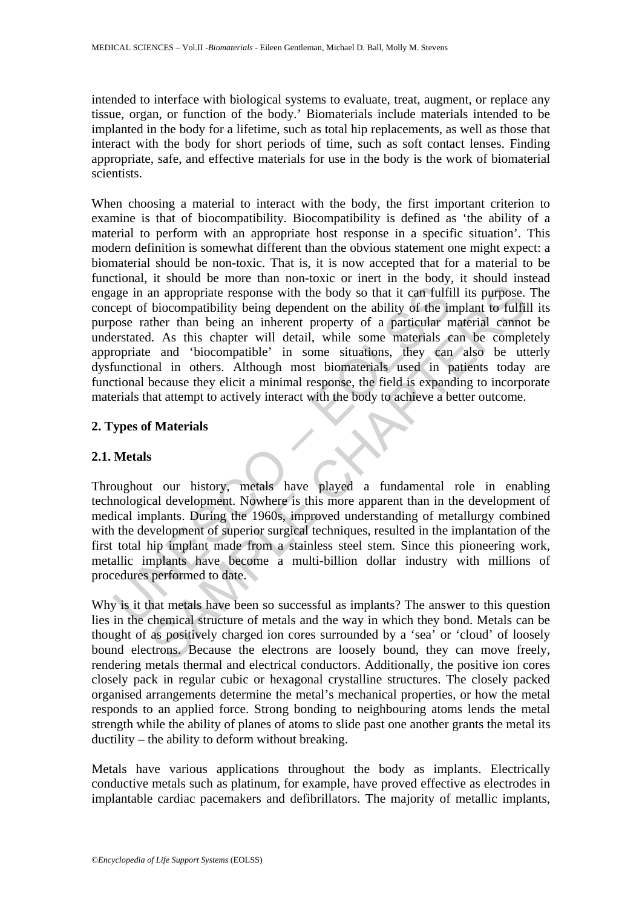intended to interface with biological systems to evaluate, treat, augment, or replace any tissue, organ, or function of the body.' Biomaterials include materials intended to be implanted in the body for a lifetime, such as total hip replacements, as well as those that interact with the body for short periods of time, such as soft contact lenses. Finding appropriate, safe, and effective materials for use in the body is the work of biomaterial scientists.

When choosing a material to interact with the body, the first important criterion to examine is that of biocompatibility. Biocompatibility is defined as 'the ability of a material to perform with an appropriate host response in a specific situation'. This modern definition is somewhat different than the obvious statement one might expect: a biomaterial should be non-toxic. That is, it is now accepted that for a material to be functional, it should be more than non-toxic or inert in the body, it should instead engage in an appropriate response with the body so that it can fulfill its purpose. The concept of biocompatibility being dependent on the ability of the implant to fulfill its purpose rather than being an inherent property of a particular material cannot be understated. As this chapter will detail, while some materials can be completely appropriate and 'biocompatible' in some situations, they can also be utterly dysfunctional in others. Although most biomaterials used in patients today are functional because they elicit a minimal response, the field is expanding to incorporate materials that attempt to actively interact with the body to achieve a better outcome.

## 2. Types of Materials

### 2.1. Metals

Throughout our history, metals have played a fundamental role in enabling technological development. Nowhere is this more apparent than in the development of medical implants. During the 1960s, improved understanding of metallurgy combined with the development of superior surgical techniques, resulted in the implantation of the first total hip implant made from a stainless steel stem. Since this pioneering work, metallic implants have become a multi-billion dollar industry with millions of procedures performed to date.

Why is it that metals have been so successful as implants? The answer to this question lies in the chemical structure of metals and the way in which they bond. Metals can be thought of as positively charged ion cores surrounded by a 'sea' or 'cloud' of loosely bound electrons. Because the electrons are loosely bound, they can move freely, rendering metals thermal and electrical conductors. Additionally, the positive ion cores closely pack in regular cubic or hexagonal crystalline structures. The closely packed organised arrangements determine the metal's mechanical properties, or how the metal responds to an applied force. Strong bonding to neighbouring atoms lends the metal strength while the ability of planes of atoms to slide past one another grants the metal its ductility – the ability to deform without breaking.

Metals have various applications throughout the body as implants. Electrically conductive metals such as platinum, for example, have proved effective as electrodes in implantable cardiac pacemakers and defibrillators. The majority of metallic implants,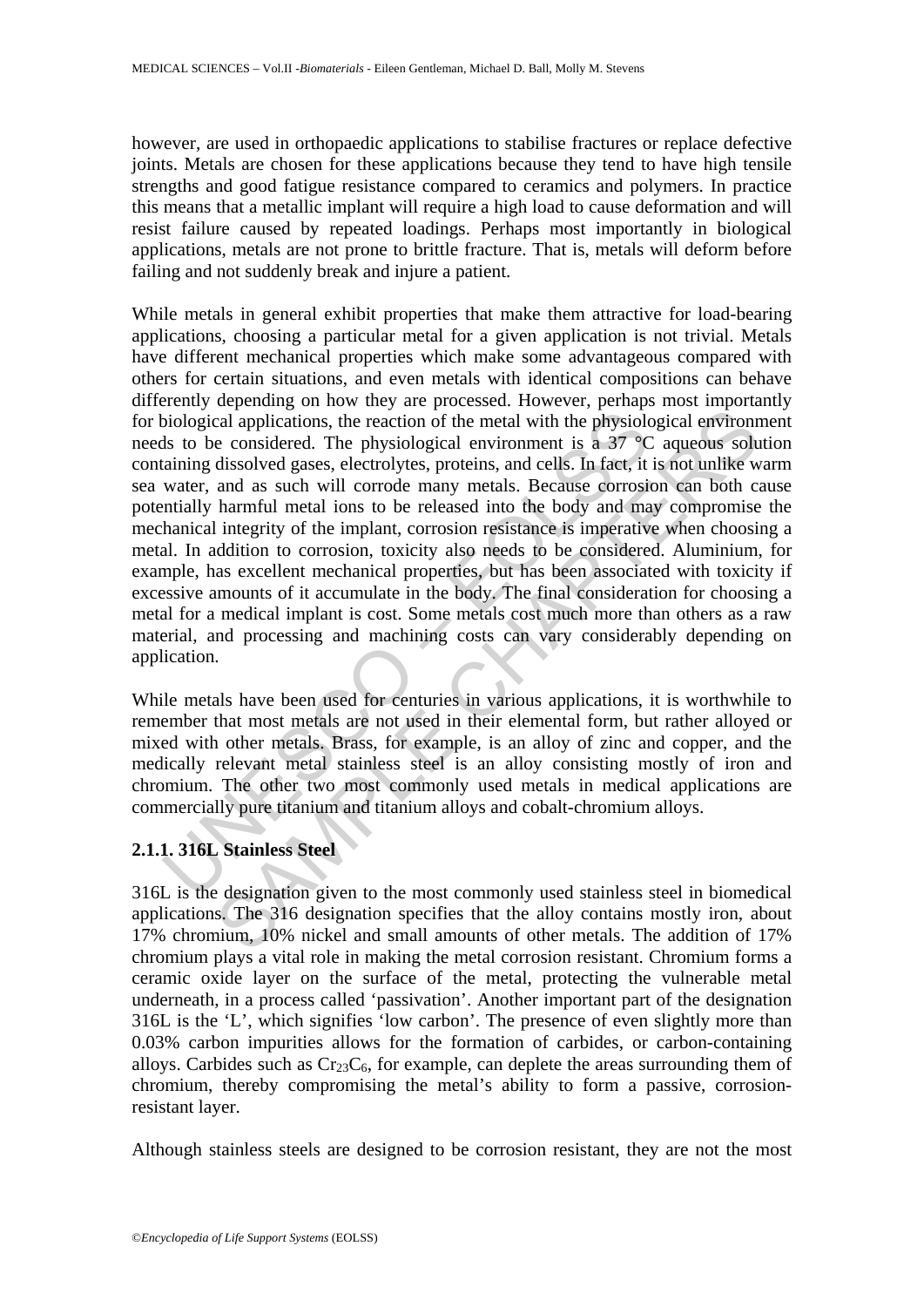however, are used in orthopaedic applications to stabilise fractures or replace defective joints. Metals are chosen for these applications because they tend to have high tensile strengths and good fatigue resistance compared to ceramics and polymers. In practice this means that a metallic implant will require a high load to cause deformation and will resist failure caused by repeated loadings. Perhaps most importantly in biological applications, metals are not prone to brittle fracture. That is, metals will deform before failing and not suddenly break and injure a patient.

While metals in general exhibit properties that make them attractive for load-bearing applications, choosing a particular metal for a given application is not trivial. Metals have different mechanical properties which make some advantageous compared with others for certain situations, and even metals with identical compositions can behave differently depending on how they are processed. However, perhaps most importantly for biological applications, the reaction of the metal with the physiological environment needs to be considered. The physiological environment is a 37 °C aqueous solution containing dissolved gases, electrolytes, proteins, and cells. In fact, it is not unlike warm sea water, and as such will corrode many metals. Because corrosion can both cause potentially harmful metal ions to be released into the body and may compromise the mechanical integrity of the implant, corrosion resistance is imperative when choosing a metal. In addition to corrosion, toxicity also needs to be considered. Aluminium, for example, has excellent mechanical properties, but has been associated with toxicity if excessive amounts of it accumulate in the body. The final consideration for choosing a metal for a medical implant is cost. Some metals cost much more than others as a raw material, and processing and machining costs can vary considerably depending on application.

While metals have been used for centuries in various applications, it is worthwhile to remember that most metals are not used in their elemental form, but rather alloyed or mixed with other metals. Brass, for example, is an alloy of zinc and copper, and the medically relevant metal stainless steel is an alloy consisting mostly of iron and chromium. The other two most commonly used metals in medical applications are commercially pure titanium and titanium alloys and cobalt-chromium alloys.

#### 2.1.1. 316L Stainless Steel

316L is the designation given to the most commonly used stainless steel in biomedical applications. The 316 designation specifies that the alloy contains mostly iron, about 17% chromium, 10% nickel and small amounts of other metals. The addition of 17% chromium plays a vital role in making the metal corrosion resistant. Chromium forms a ceramic oxide layer on the surface of the metal, protecting the vulnerable metal underneath, in a process called 'passivation'. Another important part of the designation 316L is the 'L', which signifies 'low carbon'. The presence of even slightly more than 0.03% carbon impurities allows for the formation of carbides, or carbon-containing alloys. Carbides such as $Cr_{23}C_6$, for example, can deplete the areas surrounding them of chromium, thereby compromising the metal's ability to form a passive, corrosion-resistant layer.

Although stainless steels are designed to be corrosion resistant, they are not the most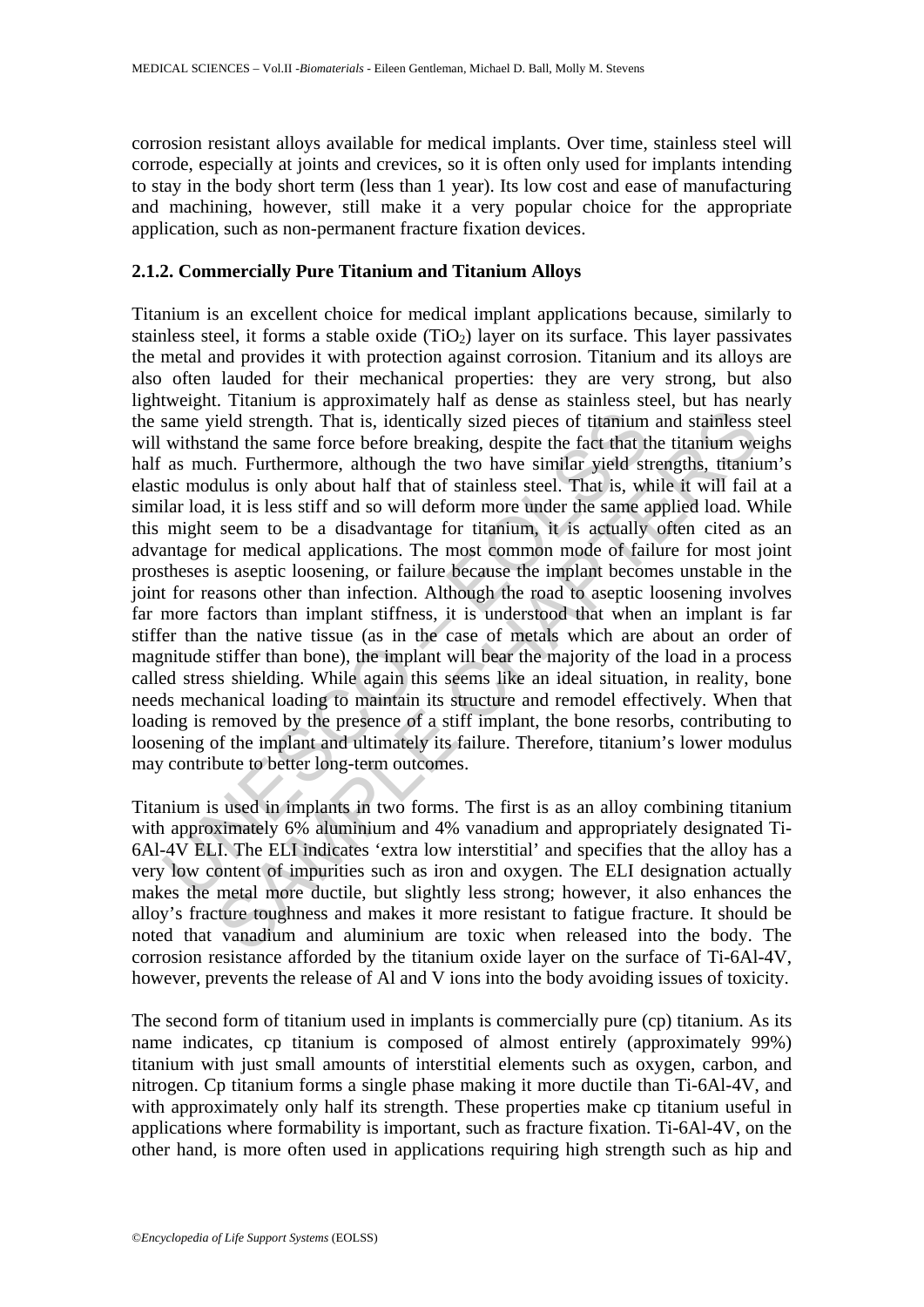corrosion resistant alloys available for medical implants. Over time, stainless steel will corrode, especially at joints and crevices, so it is often only used for implants intending to stay in the body short term (less than 1 year). Its low cost and ease of manufacturing and machining, however, still make it a very popular choice for the appropriate application, such as non-permanent fracture fixation devices.

### 2.1.2. Commercially Pure Titanium and Titanium Alloys

Titanium is an excellent choice for medical implant applications because, similarly to stainless steel, it forms a stable oxide ($TiO_2$) layer on its surface. This layer passivates the metal and provides it with protection against corrosion. Titanium and its alloys are also often lauded for their mechanical properties: they are very strong, but also lightweight. Titanium is approximately half as dense as stainless steel, but has nearly the same yield strength. That is, identically sized pieces of titanium and stainless steel will withstand the same force before breaking, despite the fact that the titanium weighs half as much. Furthermore, although the two have similar yield strengths, titanium's elastic modulus is only about half that of stainless steel. That is, while it will fail at a similar load, it is less stiff and so will deform more under the same applied load. While this might seem to be a disadvantage for titanium, it is actually often cited as an advantage for medical applications. The most common mode of failure for most joint prostheses is aseptic loosening, or failure because the implant becomes unstable in the joint for reasons other than infection. Although the road to aseptic loosening involves far more factors than implant stiffness, it is understood that when an implant is far stiffer than the native tissue (as in the case of metals which are about an order of magnitude stiffer than bone), the implant will bear the majority of the load in a process called stress shielding. While again this seems like an ideal situation, in reality, bone needs mechanical loading to maintain its structure and remodel effectively. When that loading is removed by the presence of a stiff implant, the bone resorbs, contributing to loosening of the implant and ultimately its failure. Therefore, titanium's lower modulus may contribute to better long-term outcomes.

Titanium is used in implants in two forms. The first is as an alloy combining titanium with approximately 6% aluminium and 4% vanadium and appropriately designated Ti-6Al-4V ELI. The ELI indicates 'extra low interstitial' and specifies that the alloy has a very low content of impurities such as iron and oxygen. The ELI designation actually makes the metal more ductile, but slightly less strong; however, it also enhances the alloy's fracture toughness and makes it more resistant to fatigue fracture. It should be noted that vanadium and aluminium are toxic when released into the body. The corrosion resistance afforded by the titanium oxide layer on the surface of Ti-6Al-4V, however, prevents the release of Al and V ions into the body avoiding issues of toxicity.

The second form of titanium used in implants is commercially pure (cp) titanium. As its name indicates, cp titanium is composed of almost entirely (approximately 99%) titanium with just small amounts of interstitial elements such as oxygen, carbon, and nitrogen. Cp titanium forms a single phase making it more ductile than Ti-6Al-4V, and with approximately only half its strength. These properties make cp titanium useful in applications where formability is important, such as fracture fixation. Ti-6Al-4V, on the other hand, is more often used in applications requiring high strength such as hip and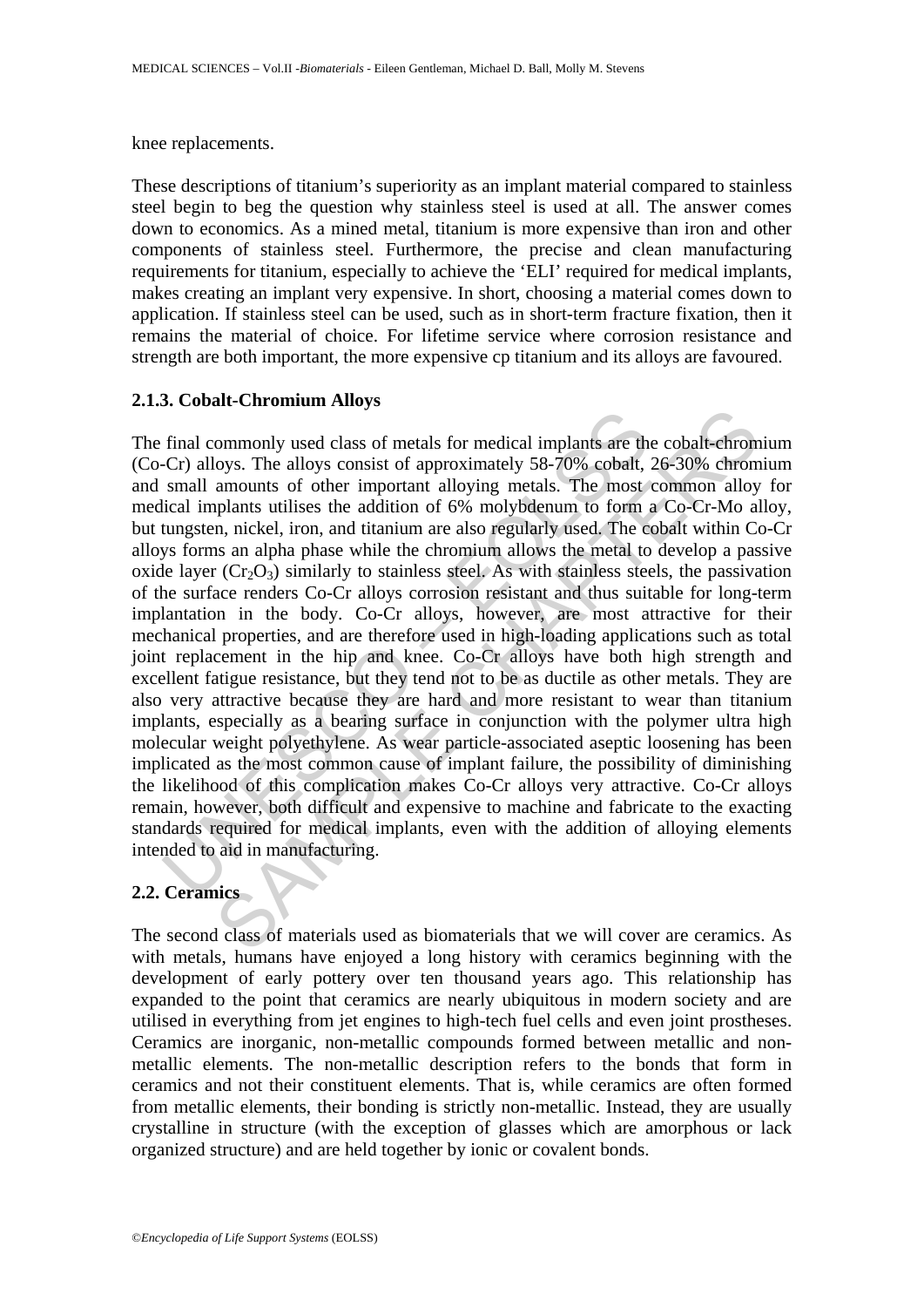knee replacements.

These descriptions of titanium's superiority as an implant material compared to stainless steel begin to beg the question why stainless steel is used at all. The answer comes down to economics. As a mined metal, titanium is more expensive than iron and other components of stainless steel. Furthermore, the precise and clean manufacturing requirements for titanium, especially to achieve the 'ELI' required for medical implants, makes creating an implant very expensive. In short, choosing a material comes down to application. If stainless steel can be used, such as in short-term fracture fixation, then it remains the material of choice. For lifetime service where corrosion resistance and strength are both important, the more expensive cp titanium and its alloys are favoured.

### 2.1.3. Cobalt-Chromium Alloys

The final commonly used class of metals for medical implants are the cobalt-chromium (Co-Cr) alloys. The alloys consist of approximately 58-70% cobalt, 26-30% chromium and small amounts of other important alloying metals. The most common alloy for medical implants utilises the addition of 6% molybdenum to form a Co-Cr-Mo alloy, but tungsten, nickel, iron, and titanium are also regularly used. The cobalt within Co-Cr alloys forms an alpha phase while the chromium allows the metal to develop a passive oxide layer ($Cr_2O_3$) similarly to stainless steel. As with stainless steels, the passivation of the surface renders Co-Cr alloys corrosion resistant and thus suitable for long-term implantation in the body. Co-Cr alloys, however, are most attractive for their mechanical properties, and are therefore used in high-loading applications such as total joint replacement in the hip and knee. Co-Cr alloys have both high strength and excellent fatigue resistance, but they tend not to be as ductile as other metals. They are also very attractive because they are hard and more resistant to wear than titanium implants, especially as a bearing surface in conjunction with the polymer ultra high molecular weight polyethylene. As wear particle-associated aseptic loosening has been implicated as the most common cause of implant failure, the possibility of diminishing the likelihood of this complication makes Co-Cr alloys very attractive. Co-Cr alloys remain, however, both difficult and expensive to machine and fabricate to the exacting standards required for medical implants, even with the addition of alloying elements intended to aid in manufacturing.

## 2.2. Ceramics

The second class of materials used as biomaterials that we will cover are ceramics. As with metals, humans have enjoyed a long history with ceramics beginning with the development of early pottery over ten thousand years ago. This relationship has expanded to the point that ceramics are nearly ubiquitous in modern society and are utilised in everything from jet engines to high-tech fuel cells and even joint prostheses. Ceramics are inorganic, non-metallic compounds formed between metallic and non-metallic elements. The non-metallic description refers to the bonds that form in ceramics and not their constituent elements. That is, while ceramics are often formed from metallic elements, their bonding is strictly non-metallic. Instead, they are usually crystalline in structure (with the exception of glasses which are amorphous or lack organized structure) and are held together by ionic or covalent bonds.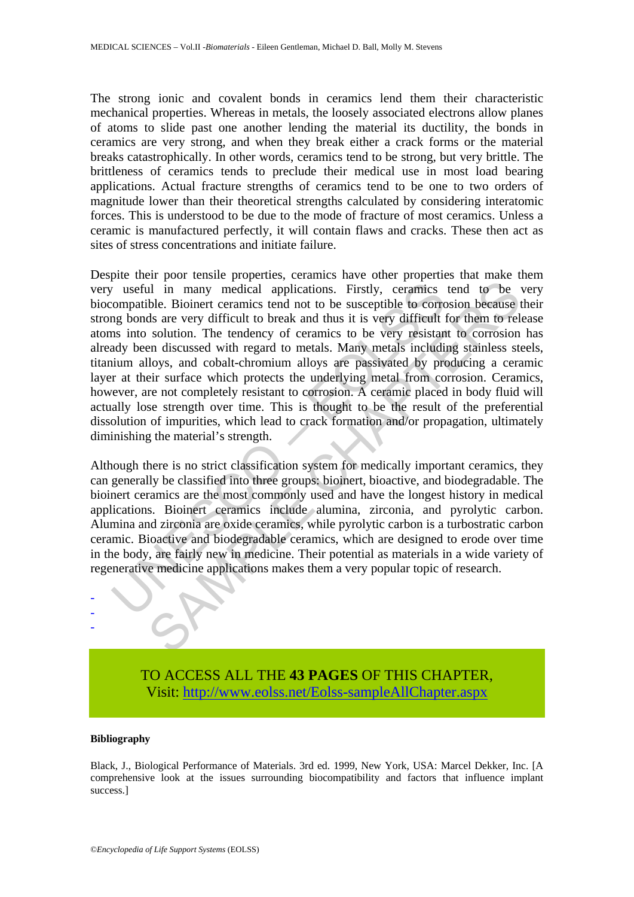The strong ionic and covalent bonds in ceramics lend them their characteristic mechanical properties. Whereas in metals, the loosely associated electrons allow planes of atoms to slide past one another lending the material its ductility, the bonds in ceramics are very strong, and when they break either a crack forms or the material breaks catastrophically. In other words, ceramics tend to be strong, but very brittle. The brittleness of ceramics tends to preclude their medical use in most load bearing applications. Actual fracture strengths of ceramics tend to be one to two orders of magnitude lower than their theoretical strengths calculated by considering interatomic forces. This is understood to be due to the mode of fracture of most ceramics. Unless a ceramic is manufactured perfectly, it will contain flaws and cracks. These then act as sites of stress concentrations and initiate failure.

Despite their poor tensile properties, ceramics have other properties that make them very useful in many medical applications. Firstly, ceramics tend to be very biocompatible. Bioinert ceramics tend not to be susceptible to corrosion because their strong bonds are very difficult to break and thus it is very difficult for them to release atoms into solution. The tendency of ceramics to be very resistant to corrosion has already been discussed with regard to metals. Many metals including stainless steels, titanium alloys, and cobalt-chromium alloys are passivated by producing a ceramic layer at their surface which protects the underlying metal from corrosion. Ceramics, however, are not completely resistant to corrosion. A ceramic placed in body fluid will actually lose strength over time. This is thought to be the result of the preferential dissolution of impurities, which lead to crack formation and/or propagation, ultimately diminishing the material's strength.

Although there is no strict classification system for medically important ceramics, they can generally be classified into three groups: bioinert, bioactive, and biodegradable. The bioinert ceramics are the most commonly used and have the longest history in medical applications. Bioinert ceramics include alumina, zirconia, and pyrolytic carbon. Alumina and zirconia are oxide ceramics, while pyrolytic carbon is a turbostratic carbon ceramic. Bioactive and biodegradable ceramics, which are designed to erode over time in the body, are fairly new in medicine. Their potential as materials in a wide variety of regenerative medicine applications makes them a very popular topic of research.

-
-
-

TO ACCESS ALL THE **43 PAGES** OF THIS CHAPTER,
Visit: http://www.eolss.net/Eolss-sampleAllChapter.aspx

**Bibliography**

Black, J., Biological Performance of Materials. 3rd ed. 1999, New York, USA: Marcel Dekker, Inc. [A comprehensive look at the issues surrounding biocompatibility and factors that influence implant success.]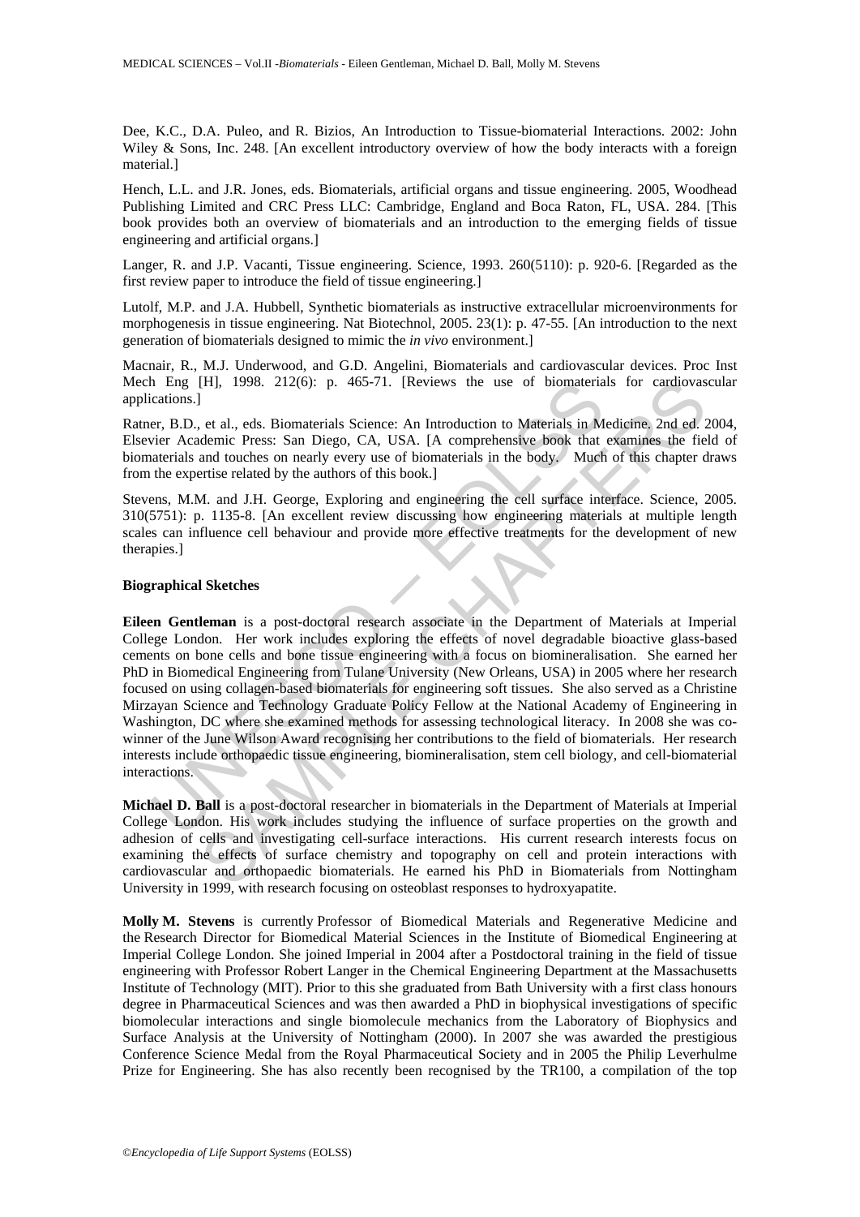Dee, K.C., D.A. Puleo, and R. Bizios, An Introduction to Tissue-biomaterial Interactions. 2002: John Wiley & Sons, Inc. 248. [An excellent introductory overview of how the body interacts with a foreign material.]

Hench, L.L. and J.R. Jones, eds. Biomaterials, artificial organs and tissue engineering. 2005, Woodhead Publishing Limited and CRC Press LLC: Cambridge, England and Boca Raton, FL, USA. 284. [This book provides both an overview of biomaterials and an introduction to the emerging fields of tissue engineering and artificial organs.]

Langer, R. and J.P. Vacanti, Tissue engineering. Science, 1993. 260(5110): p. 920-6. [Regarded as the first review paper to introduce the field of tissue engineering.]

Lutolf, M.P. and J.A. Hubbell, Synthetic biomaterials as instructive extracellular microenvironments for morphogenesis in tissue engineering. Nat Biotechnol, 2005. 23(1): p. 47-55. [An introduction to the next generation of biomaterials designed to mimic the *in vivo* environment.]

Macnair, R., M.J. Underwood, and G.D. Angelini, Biomaterials and cardiovascular devices. Proc Inst Mech Eng [H], 1998. 212(6): p. 465-71. [Reviews the use of biomaterials for cardiovascular applications.]

Ratner, B.D., et al., eds. Biomaterials Science: An Introduction to Materials in Medicine. 2nd ed. 2004, Elsevier Academic Press: San Diego, CA, USA. [A comprehensive book that examines the field of biomaterials and touches on nearly every use of biomaterials in the body. Much of this chapter draws from the expertise related by the authors of this book.]

Stevens, M.M. and J.H. George, Exploring and engineering the cell surface interface. Science, 2005. 310(5751): p. 1135-8. [An excellent review discussing how engineering materials at multiple length scales can influence cell behaviour and provide more effective treatments for the development of new therapies.]

**Biographical Sketches**

**Eileen Gentleman** is a post-doctoral research associate in the Department of Materials at Imperial College London. Her work includes exploring the effects of novel degradable bioactive glass-based cements on bone cells and bone tissue engineering with a focus on biomineralisation. She earned her PhD in Biomedical Engineering from Tulane University (New Orleans, USA) in 2005 where her research focused on using collagen-based biomaterials for engineering soft tissues. She also served as a Christine Mirzayan Science and Technology Graduate Policy Fellow at the National Academy of Engineering in Washington, DC where she examined methods for assessing technological literacy. In 2008 she was co-winner of the June Wilson Award recognising her contributions to the field of biomaterials. Her research interests include orthopaedic tissue engineering, biomineralisation, stem cell biology, and cell-biomaterial interactions.

**Michael D. Ball** is a post-doctoral researcher in biomaterials in the Department of Materials at Imperial College London. His work includes studying the influence of surface properties on the growth and adhesion of cells and investigating cell-surface interactions. His current research interests focus on examining the effects of surface chemistry and topography on cell and protein interactions with cardiovascular and orthopaedic biomaterials. He earned his PhD in Biomaterials from Nottingham University in 1999, with research focusing on osteoblast responses to hydroxyapatite.

**Molly M. Stevens** is currently Professor of Biomedical Materials and Regenerative Medicine and the Research Director for Biomedical Material Sciences in the Institute of Biomedical Engineering at Imperial College London. She joined Imperial in 2004 after a Postdoctoral training in the field of tissue engineering with Professor Robert Langer in the Chemical Engineering Department at the Massachusetts Institute of Technology (MIT). Prior to this she graduated from Bath University with a first class honours degree in Pharmaceutical Sciences and was then awarded a PhD in biophysical investigations of specific biomolecular interactions and single biomolecule mechanics from the Laboratory of Biophysics and Surface Analysis at the University of Nottingham (2000). In 2007 she was awarded the prestigious Conference Science Medal from the Royal Pharmaceutical Society and in 2005 the Philip Leverhulme Prize for Engineering. She has also recently been recognised by the TR100, a compilation of the top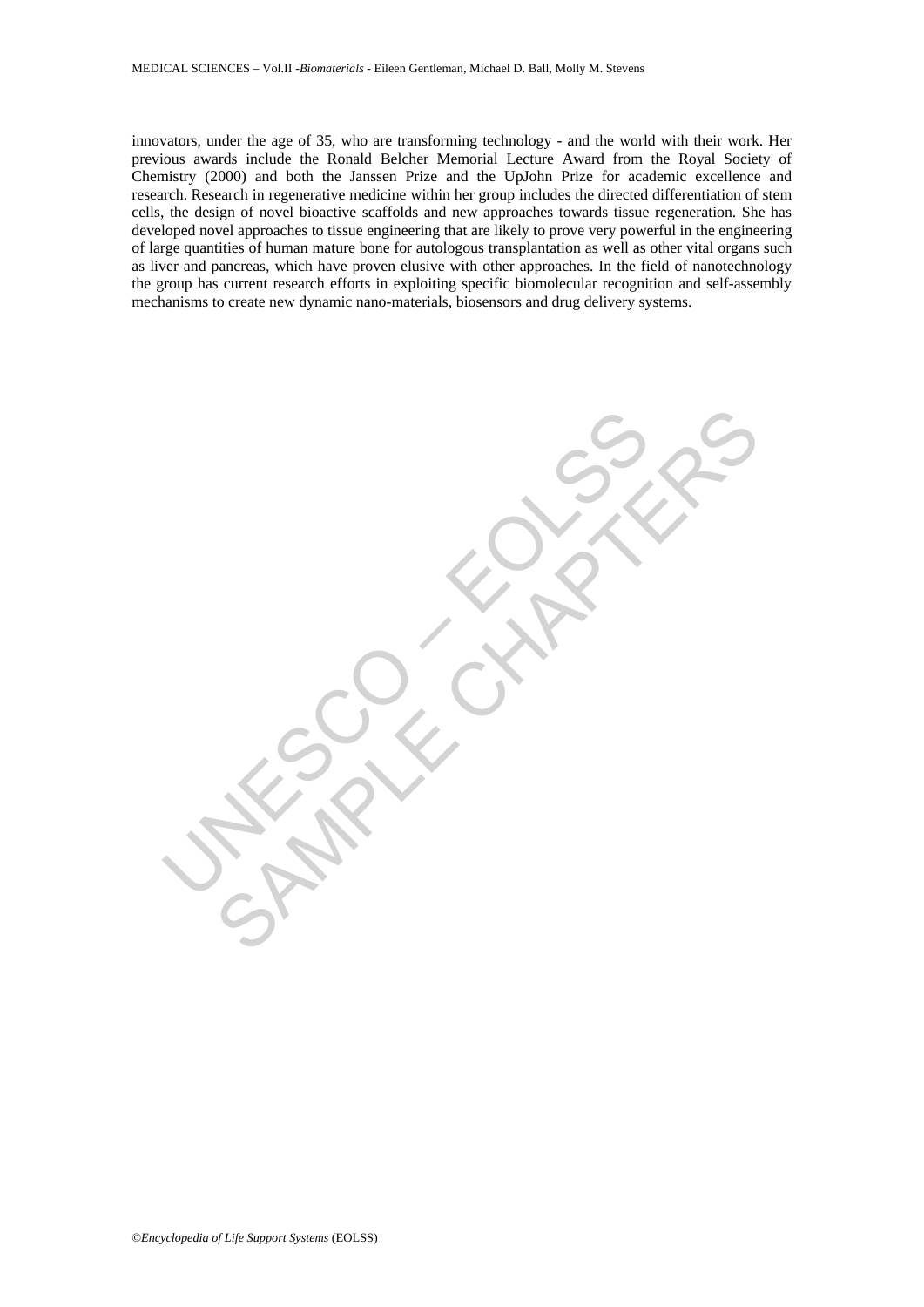innovators, under the age of 35, who are transforming technology - and the world with their work. Her previous awards include the Ronald Belcher Memorial Lecture Award from the Royal Society of Chemistry (2000) and both the Janssen Prize and the UpJohn Prize for academic excellence and research. Research in regenerative medicine within her group includes the directed differentiation of stem cells, the design of novel bioactive scaffolds and new approaches towards tissue regeneration. She has developed novel approaches to tissue engineering that are likely to prove very powerful in the engineering of large quantities of human mature bone for autologous transplantation as well as other vital organs such as liver and pancreas, which have proven elusive with other approaches. In the field of nanotechnology the group has current research efforts in exploiting specific biomolecular recognition and self-assembly mechanisms to create new dynamic nano-materials, biosensors and drug delivery systems.